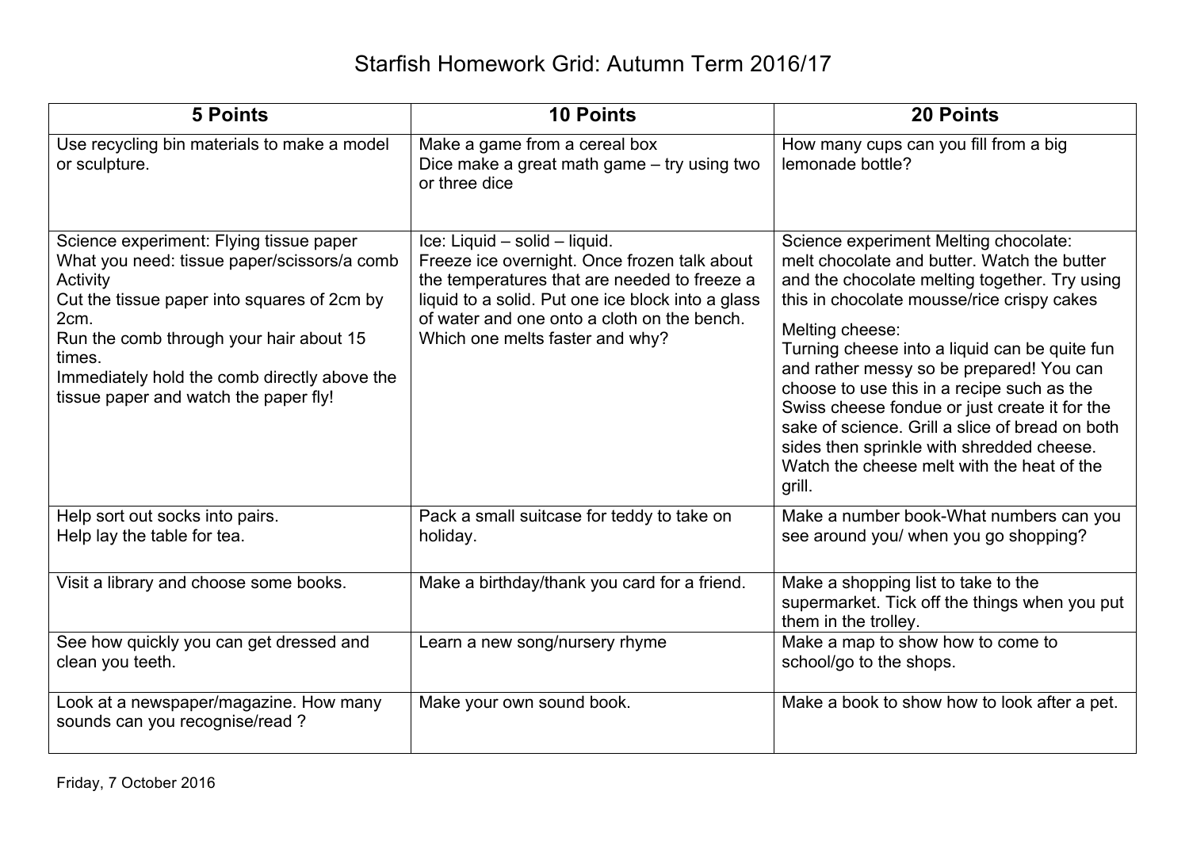# Starfish Homework Grid: Autumn Term 2016/17

| 5 Points | 10 Points | 20 Points |
|---|---|---|
| Use recycling bin materials to make a model or sculpture. | Make a game from a cereal box<br>Dice make a great math game – try using two or three dice | How many cups can you fill from a big lemonade bottle? |
| Science experiment: Flying tissue paper<br>What you need: tissue paper/scissors/a comb<br>Activity<br>Cut the tissue paper into squares of 2cm by 2cm.<br>Run the comb through your hair about 15 times.<br>Immediately hold the comb directly above the tissue paper and watch the paper fly! | Ice: Liquid – solid – liquid.<br>Freeze ice overnight. Once frozen talk about the temperatures that are needed to freeze a liquid to a solid. Put one ice block into a glass of water and one onto a cloth on the bench. Which one melts faster and why? | Science experiment Melting chocolate:<br>melt chocolate and butter. Watch the butter and the chocolate melting together. Try using this in chocolate mousse/rice crispy cakes<br>Melting cheese:<br>Turning cheese into a liquid can be quite fun and rather messy so be prepared! You can choose to use this in a recipe such as the Swiss cheese fondue or just create it for the sake of science. Grill a slice of bread on both sides then sprinkle with shredded cheese. Watch the cheese melt with the heat of the grill. |
| Help sort out socks into pairs.<br>Help lay the table for tea. | Pack a small suitcase for teddy to take on holiday. | Make a number book-What numbers can you see around you/ when you go shopping? |
| Visit a library and choose some books. | Make a birthday/thank you card for a friend. | Make a shopping list to take to the supermarket. Tick off the things when you put them in the trolley. |
| See how quickly you can get dressed and clean you teeth. | Learn a new song/nursery rhyme | Make a map to show how to come to school/go to the shops. |
| Look at a newspaper/magazine. How many sounds can you recognise/read ? | Make your own sound book. | Make a book to show how to look after a pet. |

Friday, 7 October 2016